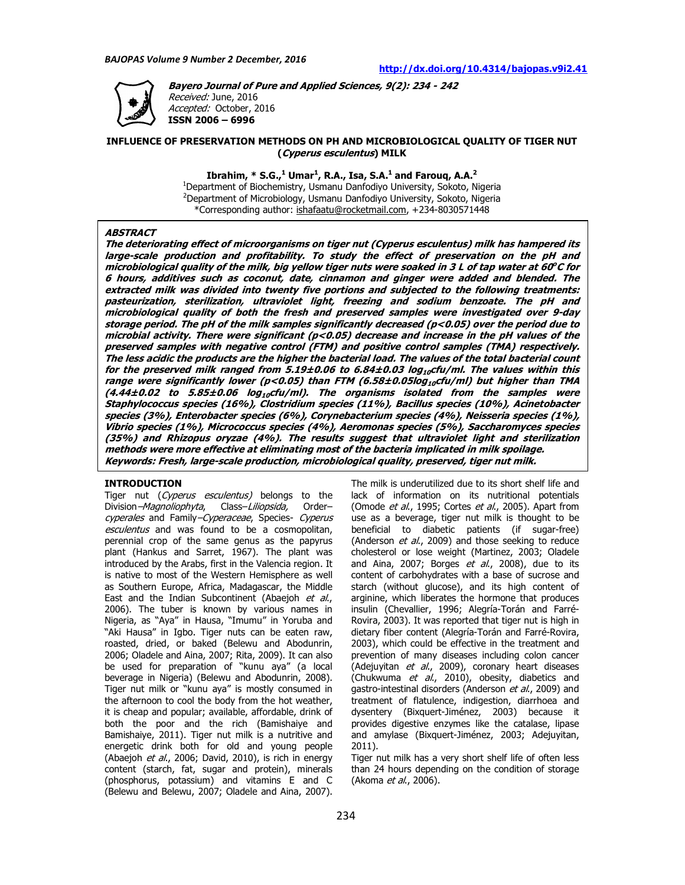**Bayero Journal of Pure and Applied Sciences, 9(2): 234 - 242**
*Received:* June, 2016
*Accepted:* October, 2016
**ISSN 2006 – 6996**

# INFLUENCE OF PRESERVATION METHODS ON PH AND MICROBIOLOGICAL QUALITY OF TIGER NUT (*Cyperus esculentus*) MILK

**Ibrahim, \* S.G.,[1] Umar[1], R.A., Isa, S.A.[1] and Farouq, A.A.[2]**

[1]Department of Biochemistry, Usmanu Danfodiyo University, Sokoto, Nigeria
[2]Department of Microbiology, Usmanu Danfodiyo University, Sokoto, Nigeria
\*Corresponding author: ishafaatu@rocketmail.com, +234-8030571448

## ABSTRACT

***The deteriorating effect of microorganisms on tiger nut (Cyperus esculentus) milk has hampered its large-scale production and profitability. To study the effect of preservation on the pH and microbiological quality of the milk, big yellow tiger nuts were soaked in 3 L of tap water at 60°C for 6 hours, additives such as coconut, date, cinnamon and ginger were added and blended. The extracted milk was divided into twenty five portions and subjected to the following treatments: pasteurization, sterilization, ultraviolet light, freezing and sodium benzoate. The pH and microbiological quality of both the fresh and preserved samples were investigated over 9-day storage period. The pH of the milk samples significantly decreased (p<0.05) over the period due to microbial activity. There were significant (p<0.05) decrease and increase in the pH values of the preserved samples with negative control (FTM) and positive control samples (TMA) respectively. The less acidic the products are the higher the bacterial load. The values of the total bacterial count for the preserved milk ranged from 5.19±0.06 to 6.84±0.03 $log_{10}$cfu/ml. The values within this range were significantly lower (p<0.05) than FTM (6.58±0.05$log_{10}$cfu/ml) but higher than TMA (4.44±0.02 to 5.85±0.06 $log_{10}$cfu/ml). The organisms isolated from the samples were Staphylococcus species (16%), Clostridium species (11%), Bacillus species (10%), Acinetobacter species (3%), Enterobacter species (6%), Corynebacterium species (4%), Neisseria species (1%), Vibrio species (1%), Micrococcus species (4%), Aeromonas species (5%), Saccharomyces species (35%) and Rhizopus oryzae (4%). The results suggest that ultraviolet light and sterilization methods were more effective at eliminating most of the bacteria implicated in milk spoilage.***

***Keywords: Fresh, large-scale production, microbiological quality, preserved, tiger nut milk.***

## INTRODUCTION

Tiger nut (*Cyperus esculentus)* belongs to the Division–*Magnoliophyta*, Class–*Liliopsida,* Order–*cyperales* and Family–*Cyperaceae*, Species- *Cyperus esculentus* and was found to be a cosmopolitan, perennial crop of the same genus as the papyrus plant (Hankus and Sarret, 1967). The plant was introduced by the Arabs, first in the Valencia region. It is native to most of the Western Hemisphere as well as Southern Europe, Africa, Madagascar, the Middle East and the Indian Subcontinent (Abaejoh *et al*., 2006). The tuber is known by various names in Nigeria, as "Aya" in Hausa, "Imumu" in Yoruba and "Aki Hausa" in Igbo. Tiger nuts can be eaten raw, roasted, dried, or baked (Belewu and Abodunrin, 2006; Oladele and Aina, 2007; Rita, 2009). It can also be used for preparation of "kunu aya" (a local beverage in Nigeria) (Belewu and Abodunrin, 2008). Tiger nut milk or "kunu aya" is mostly consumed in the afternoon to cool the body from the hot weather, it is cheap and popular; available, affordable, drink of both the poor and the rich (Bamishaiye and Bamishaiye, 2011). Tiger nut milk is a nutritive and energetic drink both for old and young people (Abaejoh *et al*., 2006; David, 2010), is rich in energy content (starch, fat, sugar and protein), minerals (phosphorus, potassium) and vitamins E and C (Belewu and Belewu, 2007; Oladele and Aina, 2007).

The milk is underutilized due to its short shelf life and lack of information on its nutritional potentials (Omode *et al*., 1995; Cortes *et al*., 2005). Apart from use as a beverage, tiger nut milk is thought to be beneficial to diabetic patients (if sugar-free) (Anderson *et al*., 2009) and those seeking to reduce cholesterol or lose weight (Martinez, 2003; Oladele and Aina, 2007; Borges *et al*., 2008), due to its content of carbohydrates with a base of sucrose and starch (without glucose), and its high content of arginine, which liberates the hormone that produces insulin (Chevallier, 1996; Alegría-Torán and Farré-Rovira, 2003). It was reported that tiger nut is high in dietary fiber content (Alegría-Torán and Farré-Rovira, 2003), which could be effective in the treatment and prevention of many diseases including colon cancer (Adejuyitan *et al*., 2009), coronary heart diseases (Chukwuma *et al*., 2010), obesity, diabetics and gastro-intestinal disorders (Anderson *et al*., 2009) and treatment of flatulence, indigestion, diarrhoea and dysentery (Bixquert-Jiménez, 2003) because it provides digestive enzymes like the catalase, lipase and amylase (Bixquert-Jiménez, 2003; Adejuyitan, 2011).

Tiger nut milk has a very short shelf life of often less than 24 hours depending on the condition of storage (Akoma *et al*., 2006).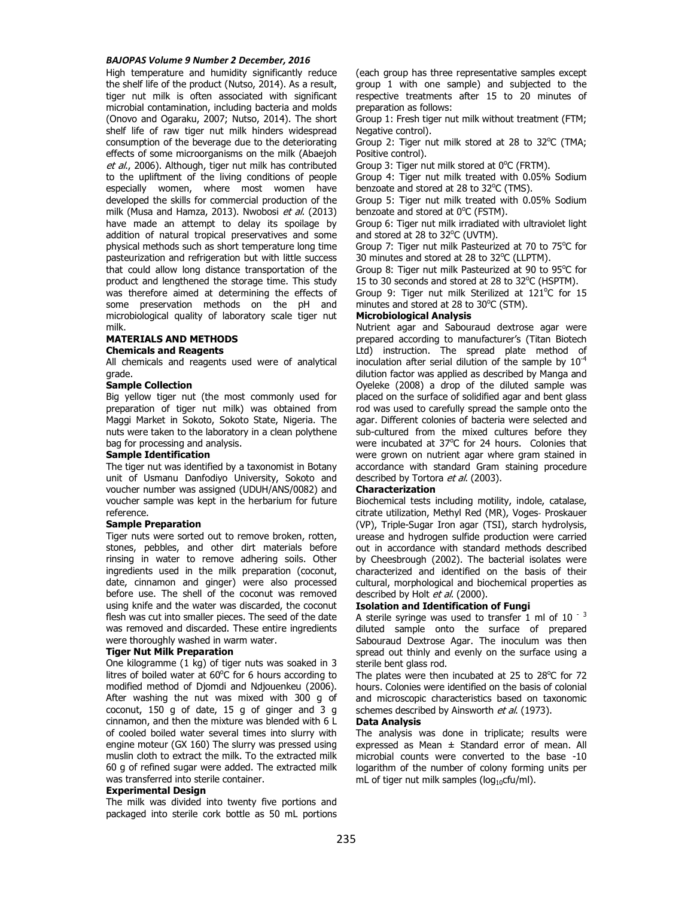High temperature and humidity significantly reduce the shelf life of the product (Nutso, 2014). As a result, tiger nut milk is often associated with significant microbial contamination, including bacteria and molds (Onovo and Ogaraku, 2007; Nutso, 2014). The short shelf life of raw tiger nut milk hinders widespread consumption of the beverage due to the deteriorating effects of some microorganisms on the milk (Abaejoh *et al*., 2006). Although, tiger nut milk has contributed to the upliftment of the living conditions of people especially women, where most women have developed the skills for commercial production of the milk (Musa and Hamza, 2013). Nwobosi *et al*. (2013) have made an attempt to delay its spoilage by addition of natural tropical preservatives and some physical methods such as short temperature long time pasteurization and refrigeration but with little success that could allow long distance transportation of the product and lengthened the storage time. This study was therefore aimed at determining the effects of some preservation methods on the pH and microbiological quality of laboratory scale tiger nut milk.

## MATERIALS AND METHODS

### Chemicals and Reagents

All chemicals and reagents used were of analytical grade.

### Sample Collection

Big yellow tiger nut (the most commonly used for preparation of tiger nut milk) was obtained from Maggi Market in Sokoto, Sokoto State, Nigeria. The nuts were taken to the laboratory in a clean polythene bag for processing and analysis.

### Sample Identification

The tiger nut was identified by a taxonomist in Botany unit of Usmanu Danfodiyo University, Sokoto and voucher number was assigned (UDUH/ANS/0082) and voucher sample was kept in the herbarium for future reference.

### Sample Preparation

Tiger nuts were sorted out to remove broken, rotten, stones, pebbles, and other dirt materials before rinsing in water to remove adhering soils. Other ingredients used in the milk preparation (coconut, date, cinnamon and ginger) were also processed before use. The shell of the coconut was removed using knife and the water was discarded, the coconut flesh was cut into smaller pieces. The seed of the date was removed and discarded. These entire ingredients were thoroughly washed in warm water.

### Tiger Nut Milk Preparation

One kilogramme (1 kg) of tiger nuts was soaked in 3 litres of boiled water at 60°C for 6 hours according to modified method of Djomdi and Ndjouenkeu (2006). After washing the nut was mixed with 300 g of coconut, 150 g of date, 15 g of ginger and 3 g cinnamon, and then the mixture was blended with 6 L of cooled boiled water several times into slurry with engine moteur (GX 160) The slurry was pressed using muslin cloth to extract the milk. To the extracted milk 60 g of refined sugar were added. The extracted milk was transferred into sterile container.

### Experimental Design

The milk was divided into twenty five portions and packaged into sterile cork bottle as 50 mL portions (each group has three representative samples except group 1 with one sample) and subjected to the respective treatments after 15 to 20 minutes of preparation as follows:

Group 1: Fresh tiger nut milk without treatment (FTM; Negative control).

Group 2: Tiger nut milk stored at 28 to 32°C (TMA; Positive control).

Group 3: Tiger nut milk stored at 0°C (FRTM).

Group 4: Tiger nut milk treated with 0.05% Sodium benzoate and stored at 28 to 32°C (TMS).

Group 5: Tiger nut milk treated with 0.05% Sodium benzoate and stored at 0°C (FSTM).

Group 6: Tiger nut milk irradiated with ultraviolet light and stored at 28 to 32°C (UVTM).

Group 7: Tiger nut milk Pasteurized at 70 to 75°C for 30 minutes and stored at 28 to 32°C (LLPTM).

Group 8: Tiger nut milk Pasteurized at 90 to 95°C for 15 to 30 seconds and stored at 28 to 32°C (HSPTM).

Group 9: Tiger nut milk Sterilized at 121°C for 15 minutes and stored at 28 to 30°C (STM).

### Microbiological Analysis

Nutrient agar and Sabouraud dextrose agar were prepared according to manufacturer's (Titan Biotech Ltd) instruction. The spread plate method of inoculation after serial dilution of the sample by $10^{-4}$ dilution factor was applied as described by Manga and Oyeleke (2008) a drop of the diluted sample was placed on the surface of solidified agar and bent glass rod was used to carefully spread the sample onto the agar. Different colonies of bacteria were selected and sub-cultured from the mixed cultures before they were incubated at 37°C for 24 hours. Colonies that were grown on nutrient agar where gram stained in accordance with standard Gram staining procedure described by Tortora *et al*. (2003).

### Characterization

Biochemical tests including motility, indole, catalase, citrate utilization, Methyl Red (MR), Voges- Proskauer (VP), Triple-Sugar Iron agar (TSI), starch hydrolysis, urease and hydrogen sulfide production were carried out in accordance with standard methods described by Cheesbrough (2002). The bacterial isolates were characterized and identified on the basis of their cultural, morphological and biochemical properties as described by Holt *et al*. (2000).

### Isolation and Identification of Fungi

A sterile syringe was used to transfer 1 ml of $10^{-3}$ diluted sample onto the surface of prepared Sabouraud Dextrose Agar. The inoculum was then spread out thinly and evenly on the surface using a sterile bent glass rod.

The plates were then incubated at 25 to 28°C for 72 hours. Colonies were identified on the basis of colonial and microscopic characteristics based on taxonomic schemes described by Ainsworth *et al*. (1973).

### Data Analysis

The analysis was done in triplicate; results were expressed as Mean ± Standard error of mean. All microbial counts were converted to the base -10 logarithm of the number of colony forming units per mL of tiger nut milk samples ($\log_{10}$cfu/ml).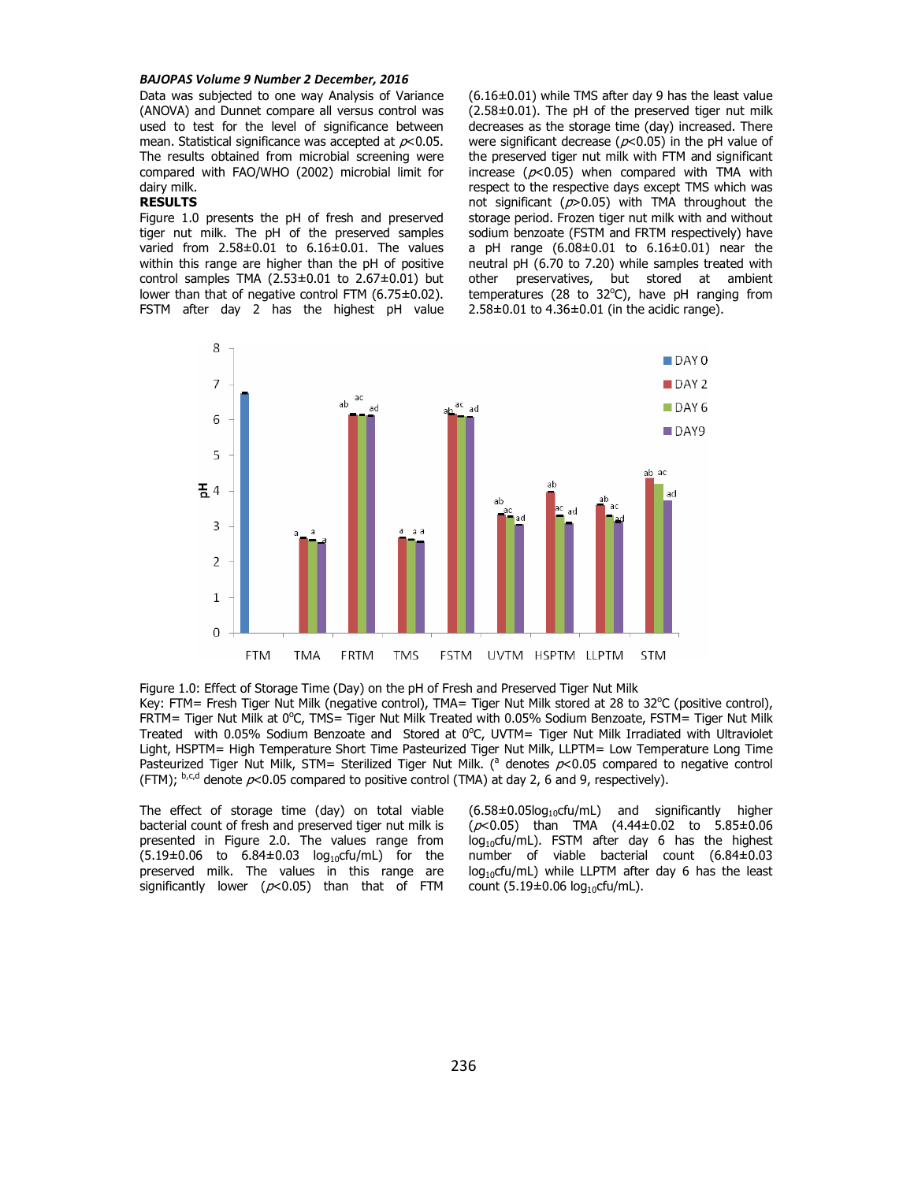Data was subjected to one way Analysis of Variance (ANOVA) and Dunnet compare all versus control was used to test for the level of significance between mean. Statistical significance was accepted at $p<0.05$. The results obtained from microbial screening were compared with FAO/WHO (2002) microbial limit for dairy milk.

## RESULTS

Figure 1.0 presents the pH of fresh and preserved tiger nut milk. The pH of the preserved samples varied from 2.58±0.01 to 6.16±0.01. The values within this range are higher than the pH of positive control samples TMA (2.53±0.01 to 2.67±0.01) but lower than that of negative control FTM (6.75±0.02). FSTM after day 2 has the highest pH value (6.16±0.01) while TMS after day 9 has the least value (2.58±0.01). The pH of the preserved tiger nut milk decreases as the storage time (day) increased. There were significant decrease ($p<0.05$) in the pH value of the preserved tiger nut milk with FTM and significant increase ($p<0.05$) when compared with TMA with respect to the respective days except TMS which was not significant ($p>0.05$) with TMA throughout the storage period. Frozen tiger nut milk with and without sodium benzoate (FSTM and FRTM respectively) have a pH range (6.08±0.01 to 6.16±0.01) near the neutral pH (6.70 to 7.20) while samples treated with other preservatives, but stored at ambient temperatures (28 to 32°C), have pH ranging from 2.58±0.01 to 4.36±0.01 (in the acidic range).

Figure 1.0: Effect of Storage Time (Day) on the pH of Fresh and Preserved Tiger Nut Milk

Key: FTM= Fresh Tiger Nut Milk (negative control), TMA= Tiger Nut Milk stored at 28 to 32°C (positive control), FRTM= Tiger Nut Milk at 0°C, TMS= Tiger Nut Milk Treated with 0.05% Sodium Benzoate, FSTM= Tiger Nut Milk Treated with 0.05% Sodium Benzoate and Stored at 0°C, UVTM= Tiger Nut Milk Irradiated with Ultraviolet Light, HSPTM= High Temperature Short Time Pasteurized Tiger Nut Milk, LLPTM= Low Temperature Long Time Pasteurized Tiger Nut Milk, STM= Sterilized Tiger Nut Milk. ([a] denotes $p<0.05$ compared to negative control (FTM); [b,c,d] denote $p<0.05$ compared to positive control (TMA) at day 2, 6 and 9, respectively).

The effect of storage time (day) on total viable bacterial count of fresh and preserved tiger nut milk is presented in Figure 2.0. The values range from (5.19±0.06 to 6.84±0.03 $\log_{10}$cfu/mL) for the preserved milk. The values in this range are significantly lower ($p<0.05$) than that of FTM (6.58±0.05$\log_{10}$cfu/mL) and significantly higher ($p<0.05$) than TMA (4.44±0.02 to 5.85±0.06 $\log_{10}$cfu/mL). FSTM after day 6 has the highest number of viable bacterial count (6.84±0.03 $\log_{10}$cfu/mL) while LLPTM after day 6 has the least count (5.19±0.06 $\log_{10}$cfu/mL).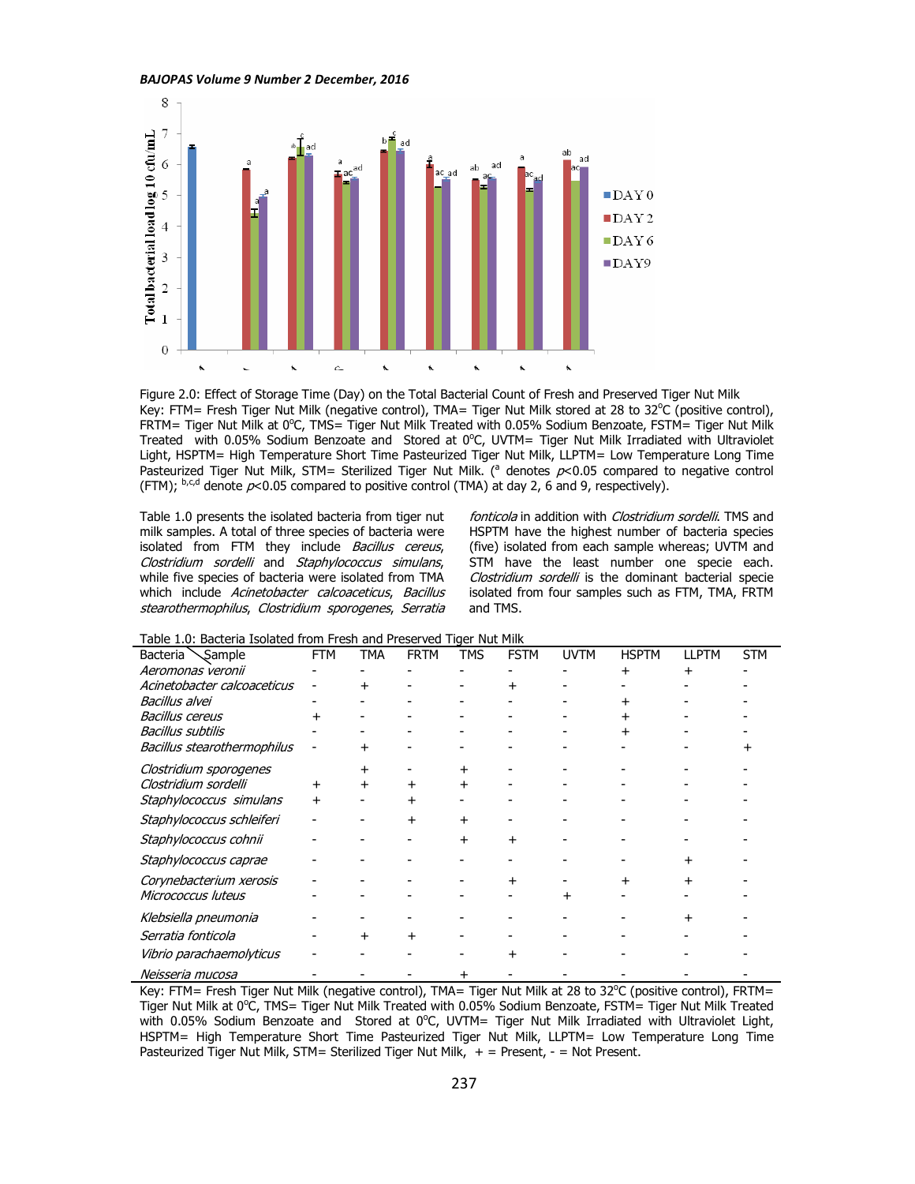Figure 2.0: Effect of Storage Time (Day) on the Total Bacterial Count of Fresh and Preserved Tiger Nut Milk
Key: FTM= Fresh Tiger Nut Milk (negative control), TMA= Tiger Nut Milk stored at 28 to 32°C (positive control), FRTM= Tiger Nut Milk at 0°C, TMS= Tiger Nut Milk Treated with 0.05% Sodium Benzoate, FSTM= Tiger Nut Milk Treated with 0.05% Sodium Benzoate and Stored at 0°C, UVTM= Tiger Nut Milk Irradiated with Ultraviolet Light, HSPTM= High Temperature Short Time Pasteurized Tiger Nut Milk, LLPTM= Low Temperature Long Time Pasteurized Tiger Nut Milk, STM= Sterilized Tiger Nut Milk. ([a] denotes $p<0.05$ compared to negative control (FTM); [b,c,d] denote $p<0.05$ compared to positive control (TMA) at day 2, 6 and 9, respectively).

Table 1.0 presents the isolated bacteria from tiger nut milk samples. A total of three species of bacteria were isolated from FTM they include *Bacillus cereus*, *Clostridium sordelli* and *Staphylococcus simulans*, while five species of bacteria were isolated from TMA which include *Acinetobacter calcoaceticus*, *Bacillus stearothermophilus*, *Clostridium sporogenes*, *Serratia fonticola* in addition with *Clostridium sordelli*. TMS and HSPTM have the highest number of bacteria species (five) isolated from each sample whereas; UVTM and STM have the least number one specie each. *Clostridium sordelli* is the dominant bacterial specie isolated from four samples such as FTM, TMA, FRTM and TMS.

Table 1.0: Bacteria Isolated from Fresh and Preserved Tiger Nut Milk

| Bacteria \ Sample | FTM | TMA | FRTM | TMS | FSTM | UVTM | HSPTM | LLPTM | STM |
|---|---|---|---|---|---|---|---|---|---|
| *Aeromonas veronii* | - | - | - | - | - | - | + | + | - |
| *Acinetobacter calcoaceticus* | - | + | - | - | + | - | - | - | - |
| *Bacillus alvei* | - | - | - | - | - | - | + | - | - |
| *Bacillus cereus* | + | - | - | - | - | - | + | - | - |
| *Bacillus subtilis* | - | - | - | - | - | - | + | - | - |
| *Bacillus stearothermophilus* | - | + | - | - | - | - | - | - | + |
| *Clostridium sporogenes* | | + | - | + | - | - | - | - | - |
| *Clostridium sordelli* | + | + | + | + | - | - | - | - | - |
| *Staphylococcus simulans* | + | - | + | - | - | - | - | - | - |
| *Staphylococcus schleiferi* | - | - | + | + | - | - | - | - | - |
| *Staphylococcus cohnii* | - | - | - | + | + | - | - | - | - |
| *Staphylococcus caprae* | - | - | - | - | - | - | - | + | - |
| *Corynebacterium xerosis* | - | - | - | - | + | - | + | + | - |
| *Micrococcus luteus* | - | - | - | - | - | + | - | - | - |
| *Klebsiella pneumonia* | - | - | - | - | - | - | - | + | - |
| *Serratia fonticola* | - | + | + | - | - | - | - | - | - |
| *Vibrio parachaemolyticus* | - | - | - | - | + | - | - | - | - |
| *Neisseria mucosa* | - | - | - | + | - | - | - | - | - |

Key: FTM= Fresh Tiger Nut Milk (negative control), TMA= Tiger Nut Milk at 28 to 32°C (positive control), FRTM= Tiger Nut Milk at 0°C, TMS= Tiger Nut Milk Treated with 0.05% Sodium Benzoate, FSTM= Tiger Nut Milk Treated with 0.05% Sodium Benzoate and Stored at 0°C, UVTM= Tiger Nut Milk Irradiated with Ultraviolet Light, HSPTM= High Temperature Short Time Pasteurized Tiger Nut Milk, LLPTM= Low Temperature Long Time Pasteurized Tiger Nut Milk, STM= Sterilized Tiger Nut Milk, + = Present, - = Not Present.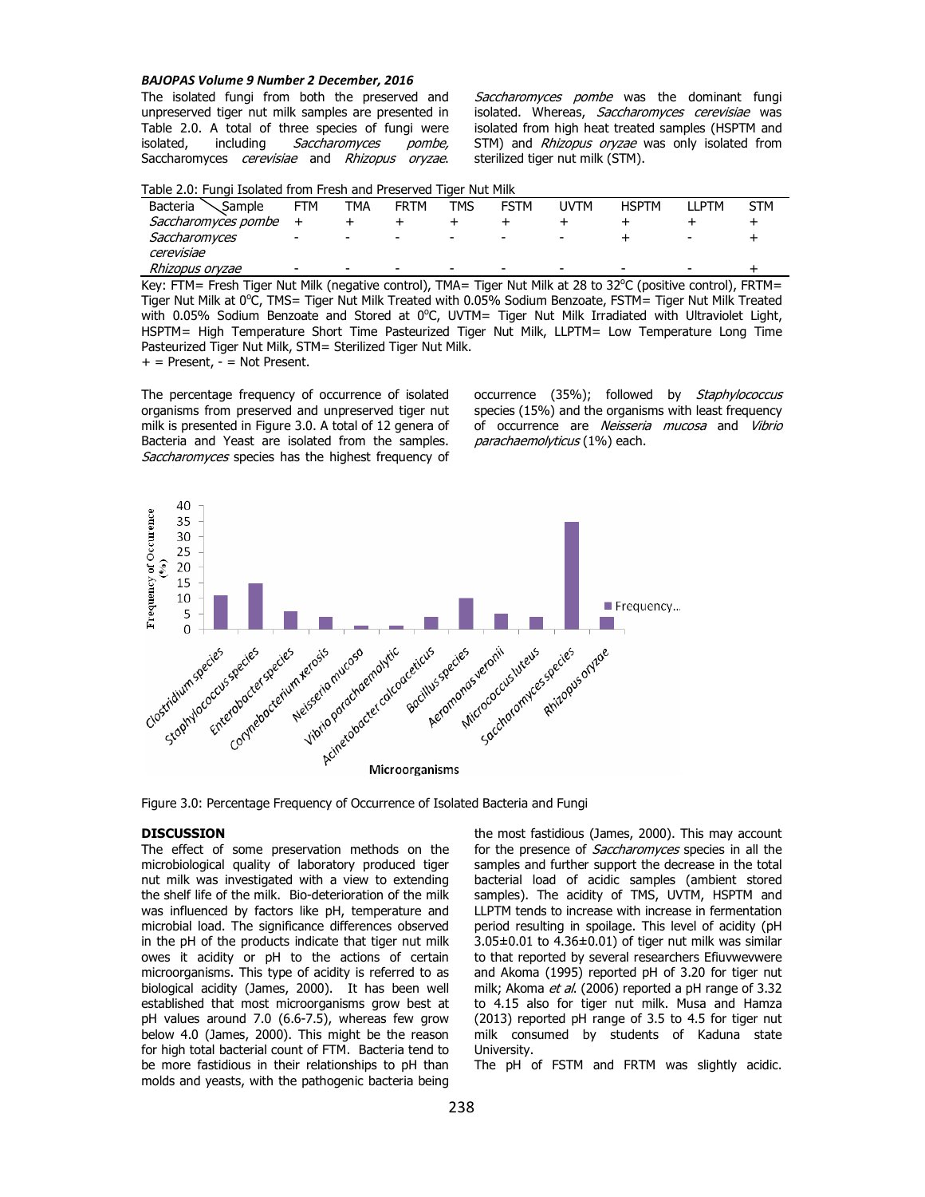The isolated fungi from both the preserved and unpreserved tiger nut milk samples are presented in Table 2.0. A total of three species of fungi were isolated, including *Saccharomyces pombe,* Saccharomyces *cerevisiae* and *Rhizopus oryzae*. *Saccharomyces pombe* was the dominant fungi isolated. Whereas, *Saccharomyces cerevisiae* was isolated from high heat treated samples (HSPTM and STM) and *Rhizopus oryzae* was only isolated from sterilized tiger nut milk (STM).

Table 2.0: Fungi Isolated from Fresh and Preserved Tiger Nut Milk

| Bacteria \ Sample | FTM | TMA | FRTM | TMS | FSTM | UVTM | HSPTM | LLPTM | STM |
|---|---|---|---|---|---|---|---|---|---|
| *Saccharomyces pombe* | + | + | + | + | + | + | + | + | + |
| *Saccharomyces cerevisiae* | - | - | - | - | - | - | + | - | + |
| *Rhizopus oryzae* | - | - | - | - | - | - | - | - | + |

Key: FTM= Fresh Tiger Nut Milk (negative control), TMA= Tiger Nut Milk at 28 to 32°C (positive control), FRTM= Tiger Nut Milk at 0°C, TMS= Tiger Nut Milk Treated with 0.05% Sodium Benzoate, FSTM= Tiger Nut Milk Treated with 0.05% Sodium Benzoate and Stored at 0°C, UVTM= Tiger Nut Milk Irradiated with Ultraviolet Light, HSPTM= High Temperature Short Time Pasteurized Tiger Nut Milk, LLPTM= Low Temperature Long Time Pasteurized Tiger Nut Milk, STM= Sterilized Tiger Nut Milk.
+ = Present, - = Not Present.

The percentage frequency of occurrence of isolated organisms from preserved and unpreserved tiger nut milk is presented in Figure 3.0. A total of 12 genera of Bacteria and Yeast are isolated from the samples. *Saccharomyces* species has the highest frequency of occurrence (35%); followed by *Staphylococcus* species (15%) and the organisms with least frequency of occurrence are *Neisseria mucosa* and *Vibrio parachaemolyticus* (1%) each.

Figure 3.0: Percentage Frequency of Occurrence of Isolated Bacteria and Fungi

## DISCUSSION

The effect of some preservation methods on the microbiological quality of laboratory produced tiger nut milk was investigated with a view to extending the shelf life of the milk. Bio-deterioration of the milk was influenced by factors like pH, temperature and microbial load. The significance differences observed in the pH of the products indicate that tiger nut milk owes it acidity or pH to the actions of certain microorganisms. This type of acidity is referred to as biological acidity (James, 2000). It has been well established that most microorganisms grow best at pH values around 7.0 (6.6-7.5), whereas few grow below 4.0 (James, 2000). This might be the reason for high total bacterial count of FTM. Bacteria tend to be more fastidious in their relationships to pH than molds and yeasts, with the pathogenic bacteria being the most fastidious (James, 2000). This may account for the presence of *Saccharomyces* species in all the samples and further support the decrease in the total bacterial load of acidic samples (ambient stored samples). The acidity of TMS, UVTM, HSPTM and LLPTM tends to increase with increase in fermentation period resulting in spoilage. This level of acidity (pH 3.05±0.01 to 4.36±0.01) of tiger nut milk was similar to that reported by several researchers Efiuvwevwere and Akoma (1995) reported pH of 3.20 for tiger nut milk; Akoma *et al*. (2006) reported a pH range of 3.32 to 4.15 also for tiger nut milk. Musa and Hamza (2013) reported pH range of 3.5 to 4.5 for tiger nut milk consumed by students of Kaduna state University.

The pH of FSTM and FRTM was slightly acidic.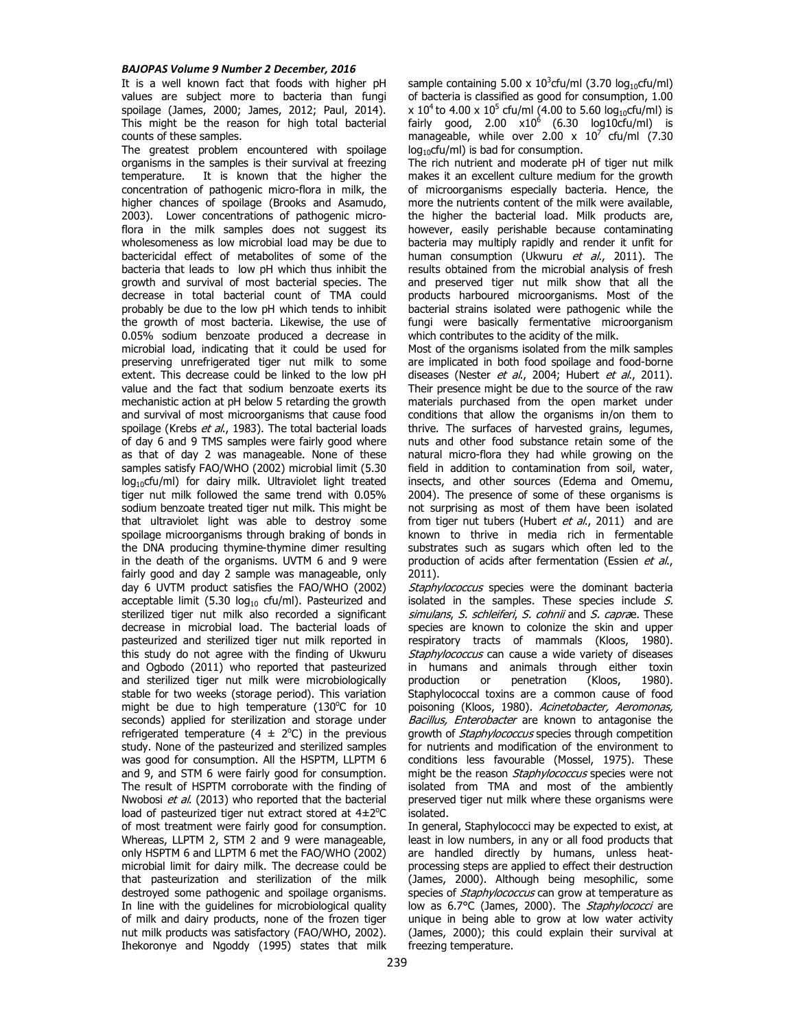It is a well known fact that foods with higher pH values are subject more to bacteria than fungi spoilage (James, 2000; James, 2012; Paul, 2014). This might be the reason for high total bacterial counts of these samples.

The greatest problem encountered with spoilage organisms in the samples is their survival at freezing temperature. It is known that the higher the concentration of pathogenic micro-flora in milk, the higher chances of spoilage (Brooks and Asamudo, 2003). Lower concentrations of pathogenic micro-flora in the milk samples does not suggest its wholesomeness as low microbial load may be due to bactericidal effect of metabolites of some of the bacteria that leads to low pH which thus inhibit the growth and survival of most bacterial species. The decrease in total bacterial count of TMA could probably be due to the low pH which tends to inhibit the growth of most bacteria. Likewise, the use of 0.05% sodium benzoate produced a decrease in microbial load, indicating that it could be used for preserving unrefrigerated tiger nut milk to some extent. This decrease could be linked to the low pH value and the fact that sodium benzoate exerts its mechanistic action at pH below 5 retarding the growth and survival of most microorganisms that cause food spoilage (Krebs *et al.*, 1983). The total bacterial loads of day 6 and 9 TMS samples were fairly good where as that of day 2 was manageable. None of these samples satisfy FAO/WHO (2002) microbial limit (5.30 $\log_{10}$cfu/ml) for dairy milk. Ultraviolet light treated tiger nut milk followed the same trend with 0.05% sodium benzoate treated tiger nut milk. This might be that ultraviolet light was able to destroy some spoilage microorganisms through braking of bonds in the DNA producing thymine-thymine dimer resulting in the death of the organisms. UVTM 6 and 9 were fairly good and day 2 sample was manageable, only day 6 UVTM product satisfies the FAO/WHO (2002) acceptable limit (5.30 $\log_{10}$ cfu/ml). Pasteurized and sterilized tiger nut milk also recorded a significant decrease in microbial load. The bacterial loads of pasteurized and sterilized tiger nut milk reported in this study do not agree with the finding of Ukwuru and Ogbodo (2011) who reported that pasteurized and sterilized tiger nut milk were microbiologically stable for two weeks (storage period). This variation might be due to high temperature (130$^{o}$C for 10 seconds) applied for sterilization and storage under refrigerated temperature (4 ± 2$^{o}$C) in the previous study. None of the pasteurized and sterilized samples was good for consumption. All the HSPTM, LLPTM 6 and 9, and STM 6 were fairly good for consumption. The result of HSPTM corroborate with the finding of Nwobosi *et al.* (2013) who reported that the bacterial load of pasteurized tiger nut extract stored at 4±2$^{o}$C of most treatment were fairly good for consumption. Whereas, LLPTM 2, STM 2 and 9 were manageable, only HSPTM 6 and LLPTM 6 met the FAO/WHO (2002) microbial limit for dairy milk. The decrease could be that pasteurization and sterilization of the milk destroyed some pathogenic and spoilage organisms. In line with the guidelines for microbiological quality of milk and dairy products, none of the frozen tiger nut milk products was satisfactory (FAO/WHO, 2002). Ihekoronye and Ngoddy (1995) states that milk sample containing 5.00 x $10^{3}$cfu/ml (3.70 $\log_{10}$cfu/ml) of bacteria is classified as good for consumption, 1.00 x $10^{4}$ to 4.00 x $10^{5}$ cfu/ml (4.00 to 5.60 $\log_{10}$cfu/ml) is fairly good, 2.00 x$10^{6}$ (6.30 log10cfu/ml) is manageable, while over 2.00 x $10^{7}$ cfu/ml (7.30 $\log_{10}$cfu/ml) is bad for consumption.

The rich nutrient and moderate pH of tiger nut milk makes it an excellent culture medium for the growth of microorganisms especially bacteria. Hence, the more the nutrients content of the milk were available, the higher the bacterial load. Milk products are, however, easily perishable because contaminating bacteria may multiply rapidly and render it unfit for human consumption (Ukwuru *et al.*, 2011). The results obtained from the microbial analysis of fresh and preserved tiger nut milk show that all the products harboured microorganisms. Most of the bacterial strains isolated were pathogenic while the fungi were basically fermentative microorganism which contributes to the acidity of the milk.

Most of the organisms isolated from the milk samples are implicated in both food spoilage and food-borne diseases (Nester *et al.*, 2004; Hubert *et al.*, 2011). Their presence might be due to the source of the raw materials purchased from the open market under conditions that allow the organisms in/on them to thrive. The surfaces of harvested grains, legumes, nuts and other food substance retain some of the natural micro-flora they had while growing on the field in addition to contamination from soil, water, insects, and other sources (Edema and Omemu, 2004). The presence of some of these organisms is not surprising as most of them have been isolated from tiger nut tubers (Hubert *et al.*, 2011) and are known to thrive in media rich in fermentable substrates such as sugars which often led to the production of acids after fermentation (Essien *et al.*, 2011).

*Staphylococcus* species were the dominant bacteria isolated in the samples. These species include *S. simulans*, *S. schleiferi*, *S. cohnii* and *S. caprae*. These species are known to colonize the skin and upper respiratory tracts of mammals (Kloos, 1980). *Staphylococcus* can cause a wide variety of diseases in humans and animals through either toxin production or penetration (Kloos, 1980). Staphylococcal toxins are a common cause of food poisoning (Kloos, 1980). *Acinetobacter, Aeromonas, Bacillus, Enterobacter* are known to antagonise the growth of *Staphylococcus* species through competition for nutrients and modification of the environment to conditions less favourable (Mossel, 1975). These might be the reason *Staphylococcus* species were not isolated from TMA and most of the ambiently preserved tiger nut milk where these organisms were isolated.

In general, Staphylococci may be expected to exist, at least in low numbers, in any or all food products that are handled directly by humans, unless heat-processing steps are applied to effect their destruction (James, 2000). Although being mesophilic, some species of *Staphylococcus* can grow at temperature as low as 6.7°C (James, 2000). The *Staphylococci* are unique in being able to grow at low water activity (James, 2000); this could explain their survival at freezing temperature.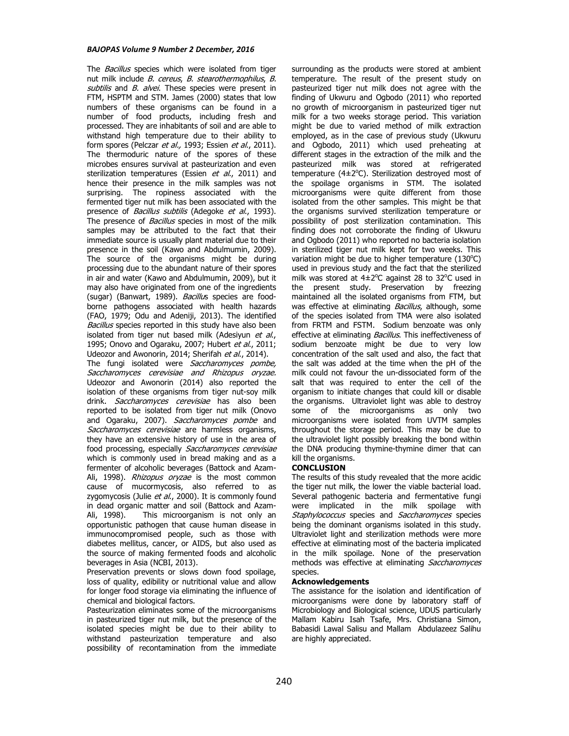The *Bacillus* species which were isolated from tiger nut milk include *B. cereus*, *B. stearothermophilus*, *B. subtilis* and *B. alvei*. These species were present in FTM, HSPTM and STM. James (2000) states that low numbers of these organisms can be found in a number of food products, including fresh and processed. They are inhabitants of soil and are able to withstand high temperature due to their ability to form spores (Pelczar *et al.,* 1993; Essien *et al*., 2011). The thermoduric nature of the spores of these microbes ensures survival at pasteurization and even sterilization temperatures (Essien *et al*., 2011) and hence their presence in the milk samples was not surprising. The ropiness associated with the fermented tiger nut milk has been associated with the presence of *Bacillus subtilis* (Adegoke *et al*., 1993). The presence of *Bacillus* species in most of the milk samples may be attributed to the fact that their immediate source is usually plant material due to their presence in the soil (Kawo and Abdulmumin, 2009). The source of the organisms might be during processing due to the abundant nature of their spores in air and water (Kawo and Abdulmumin, 2009), but it may also have originated from one of the ingredients (sugar) (Banwart, 1989). *Bacillus* species are food-borne pathogens associated with health hazards (FAO, 1979; Odu and Adeniji, 2013). The identified *Bacillus* species reported in this study have also been isolated from tiger nut based milk (Adesiyun *et al*., 1995; Onovo and Ogaraku, 2007; Hubert *et al*., 2011; Udeozor and Awonorin, 2014; Sherifah *et al*., 2014).

The fungi isolated were *Saccharomyces pombe, Saccharomyces cerevisiae and Rhizopus oryzae*. Udeozor and Awonorin (2014) also reported the isolation of these organisms from tiger nut-soy milk drink. *Saccharomyces cerevisiae* has also been reported to be isolated from tiger nut milk (Onovo and Ogaraku, 2007). *Saccharomyces pombe* and *Saccharomyces cerevisiae* are harmless organisms, they have an extensive history of use in the area of food processing, especially *Saccharomyces cerevisiae* which is commonly used in bread making and as a fermenter of alcoholic beverages (Battock and Azam-Ali, 1998). *Rhizopus oryzae* is the most common cause of mucormycosis, also referred to as zygomycosis (Julie *et al*., 2000). It is commonly found in dead organic matter and soil (Battock and Azam-Ali, 1998). This microorganism is not only an opportunistic pathogen that cause human disease in immunocompromised people, such as those with diabetes mellitus, cancer, or AIDS, but also used as the source of making fermented foods and alcoholic beverages in Asia (NCBI, 2013).

Preservation prevents or slows down food spoilage, loss of quality, edibility or nutritional value and allow for longer food storage via eliminating the influence of chemical and biological factors.

Pasteurization eliminates some of the microorganisms in pasteurized tiger nut milk, but the presence of the isolated species might be due to their ability to withstand pasteurization temperature and also possibility of recontamination from the immediate surrounding as the products were stored at ambient temperature. The result of the present study on pasteurized tiger nut milk does not agree with the finding of Ukwuru and Ogbodo (2011) who reported no growth of microorganism in pasteurized tiger nut milk for a two weeks storage period. This variation might be due to varied method of milk extraction employed, as in the case of previous study (Ukwuru and Ogbodo, 2011) which used preheating at different stages in the extraction of the milk and the pasteurized milk was stored at refrigerated temperature (4±2°C). Sterilization destroyed most of the spoilage organisms in STM. The isolated microorganisms were quite different from those isolated from the other samples. This might be that the organisms survived sterilization temperature or possibility of post sterilization contamination. This finding does not corroborate the finding of Ukwuru and Ogbodo (2011) who reported no bacteria isolation in sterilized tiger nut milk kept for two weeks. This variation might be due to higher temperature (130°C) used in previous study and the fact that the sterilized milk was stored at 4±2°C against 28 to 32°C used in the present study. Preservation by freezing maintained all the isolated organisms from FTM, but was effective at eliminating *Bacillus*, although, some of the species isolated from TMA were also isolated from FRTM and FSTM. Sodium benzoate was only effective at eliminating *Bacillus*. This ineffectiveness of sodium benzoate might be due to very low concentration of the salt used and also, the fact that the salt was added at the time when the pH of the milk could not favour the un-dissociated form of the salt that was required to enter the cell of the organism to initiate changes that could kill or disable the organisms. Ultraviolet light was able to destroy some of the microorganisms as only two microorganisms were isolated from UVTM samples throughout the storage period. This may be due to the ultraviolet light possibly breaking the bond within the DNA producing thymine-thymine dimer that can kill the organisms.

## CONCLUSION

The results of this study revealed that the more acidic the tiger nut milk, the lower the viable bacterial load. Several pathogenic bacteria and fermentative fungi were implicated in the milk spoilage with *Staphylococcus* species and *Saccharomyces* species being the dominant organisms isolated in this study. Ultraviolet light and sterilization methods were more effective at eliminating most of the bacteria implicated in the milk spoilage. None of the preservation methods was effective at eliminating *Saccharomyces* species.

## Acknowledgements

The assistance for the isolation and identification of microorganisms were done by laboratory staff of Microbiology and Biological science, UDUS particularly Mallam Kabiru Isah Tsafe, Mrs. Christiana Simon, Babasidi Lawal Salisu and Mallam Abdulazeez Salihu are highly appreciated.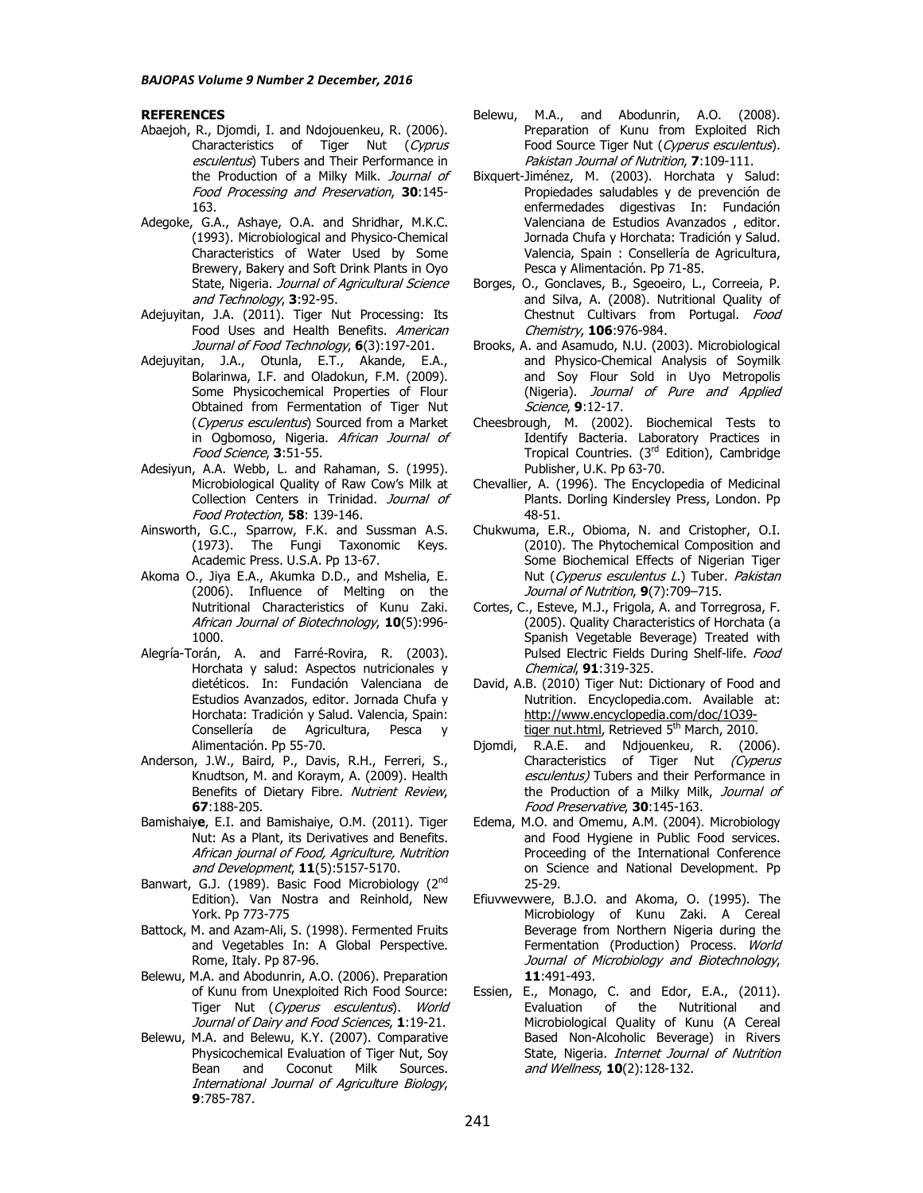**REFERENCES**

Abaejoh, R., Djomdi, I. and Ndojouenkeu, R. (2006). Characteristics of Tiger Nut (*Cyprus esculentus*) Tubers and Their Performance in the Production of a Milky Milk. *Journal of Food Processing and Preservation*, **30**:145-163.

Adegoke, G.A., Ashaye, O.A. and Shridhar, M.K.C. (1993). Microbiological and Physico-Chemical Characteristics of Water Used by Some Brewery, Bakery and Soft Drink Plants in Oyo State, Nigeria. *Journal of Agricultural Science and Technology*, **3**:92-95.

Adejuyitan, J.A. (2011). Tiger Nut Processing: Its Food Uses and Health Benefits. *American Journal of Food Technology*, **6**(3):197-201.

Adejuyitan, J.A., Otunla, E.T., Akande, E.A., Bolarinwa, I.F. and Oladokun, F.M. (2009). Some Physicochemical Properties of Flour Obtained from Fermentation of Tiger Nut (*Cyperus esculentus*) Sourced from a Market in Ogbomoso, Nigeria. *African Journal of Food Science*, **3**:51-55.

Adesiyun, A.A. Webb, L. and Rahaman, S. (1995). Microbiological Quality of Raw Cow's Milk at Collection Centers in Trinidad. *Journal of Food Protection*, **58**: 139-146.

Ainsworth, G.C., Sparrow, F.K. and Sussman A.S. (1973). The Fungi Taxonomic Keys. Academic Press. U.S.A. Pp 13-67.

Akoma O., Jiya E.A., Akumka D.D., and Mshelia, E. (2006). Influence of Melting on the Nutritional Characteristics of Kunu Zaki. *African Journal of Biotechnology*, **10**(5):996-1000.

Alegría-Torán, A. and Farré-Rovira, R. (2003). Horchata y salud: Aspectos nutricionales y dietéticos. In: Fundación Valenciana de Estudios Avanzados, editor. Jornada Chufa y Horchata: Tradición y Salud. Valencia, Spain: Consellería de Agricultura, Pesca y Alimentación. Pp 55-70.

Anderson, J.W., Baird, P., Davis, R.H., Ferreri, S., Knudtson, M. and Koraym, A. (2009). Health Benefits of Dietary Fibre. *Nutrient Review*, **67**:188-205.

Bamishaiy**e**, E.I. and Bamishaiye, O.M. (2011). Tiger Nut: As a Plant, its Derivatives and Benefits. *African journal of Food, Agriculture, Nutrition and Development*, **11**(5):5157-5170.

Banwart, G.J. (1989). Basic Food Microbiology (2nd Edition). Van Nostra and Reinhold, New York. Pp 773-775

Battock, M. and Azam-Ali, S. (1998). Fermented Fruits and Vegetables In: A Global Perspective. Rome, Italy. Pp 87-96.

Belewu, M.A. and Abodunrin, A.O. (2006). Preparation of Kunu from Unexploited Rich Food Source: Tiger Nut (*Cyperus esculentus*). *World Journal of Dairy and Food Sciences*, **1**:19-21.

Belewu, M.A. and Belewu, K.Y. (2007). Comparative Physicochemical Evaluation of Tiger Nut, Soy Bean and Coconut Milk Sources. *International Journal of Agriculture Biology*, **9**:785-787.

Belewu, M.A., and Abodunrin, A.O. (2008). Preparation of Kunu from Exploited Rich Food Source Tiger Nut (*Cyperus esculentus*). *Pakistan Journal of Nutrition*, **7**:109-111.

Bixquert-Jiménez, M. (2003). Horchata y Salud: Propiedades saludables y de prevención de enfermedades digestivas In: Fundación Valenciana de Estudios Avanzados , editor. Jornada Chufa y Horchata: Tradición y Salud. Valencia, Spain : Consellería de Agricultura, Pesca y Alimentación. Pp 71-85.

Borges, O., Gonclaves, B., Sgeoeiro, L., Correeia, P. and Silva, A. (2008). Nutritional Quality of Chestnut Cultivars from Portugal. *Food Chemistry*, **106**:976-984.

Brooks, A. and Asamudo, N.U. (2003). Microbiological and Physico-Chemical Analysis of Soymilk and Soy Flour Sold in Uyo Metropolis (Nigeria). *Journal of Pure and Applied Science*, **9**:12-17.

Cheesbrough, M. (2002). Biochemical Tests to Identify Bacteria. Laboratory Practices in Tropical Countries. (3rd Edition), Cambridge Publisher, U.K. Pp 63-70.

Chevallier, A. (1996). The Encyclopedia of Medicinal Plants. Dorling Kindersley Press, London. Pp 48-51.

Chukwuma, E.R., Obioma, N. and Cristopher, O.I. (2010). The Phytochemical Composition and Some Biochemical Effects of Nigerian Tiger Nut (*Cyperus esculentus L*.) Tuber. *Pakistan Journal of Nutrition*, **9**(7):709–715.

Cortes, C., Esteve, M.J., Frigola, A. and Torregrosa, F. (2005). Quality Characteristics of Horchata (a Spanish Vegetable Beverage) Treated with Pulsed Electric Fields During Shelf-life. *Food Chemical*, **91**:319-325.

David, A.B. (2010) Tiger Nut: Dictionary of Food and Nutrition. Encyclopedia.com. Available at: http://www.encyclopedia.com/doc/1O39-tiger nut.html, Retrieved 5th March, 2010.

Djomdi, R.A.E. and Ndjouenkeu, R. (2006). Characteristics of Tiger Nut *(Cyperus esculentus)* Tubers and their Performance in the Production of a Milky Milk, *Journal of Food Preservative*, **30**:145-163.

Edema, M.O. and Omemu, A.M. (2004). Microbiology and Food Hygiene in Public Food services. Proceeding of the International Conference on Science and National Development. Pp 25-29.

Efiuvwevwere, B.J.O. and Akoma, O. (1995). The Microbiology of Kunu Zaki. A Cereal Beverage from Northern Nigeria during the Fermentation (Production) Process. *World Journal of Microbiology and Biotechnology*, **11**:491-493.

Essien, E., Monago, C. and Edor, E.A., (2011). Evaluation of the Nutritional and Microbiological Quality of Kunu (A Cereal Based Non-Alcoholic Beverage) in Rivers State, Nigeria. *Internet Journal of Nutrition and Wellness*, **10**(2):128-132.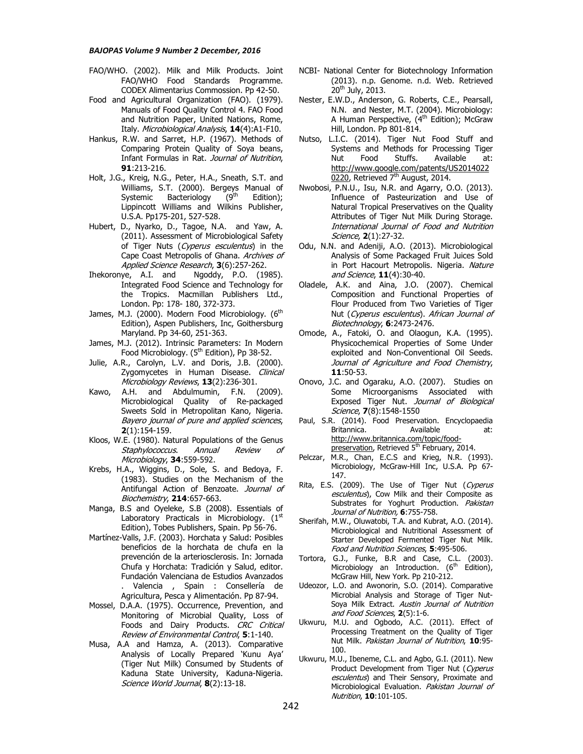FAO/WHO. (2002). Milk and Milk Products. Joint FAO/WHO Food Standards Programme. CODEX Alimentarius Commossion. Pp 42-50.

Food and Agricultural Organization (FAO). (1979). Manuals of Food Quality Control 4. FAO Food and Nutrition Paper, United Nations, Rome, Italy. *Microbiological Analysis*, **14**(4):A1-F10.

Hankus, R.W. and Sarret, H.P. (1967). Methods of Comparing Protein Quality of Soya beans, Infant Formulas in Rat. *Journal of Nutrition*, **91**:213-216.

Holt, J.G., Kreig, N.G., Peter, H.A., Sneath, S.T. and Williams, S.T. (2000). Bergeys Manual of Systemic Bacteriology (9th Edition); Lippincott Williams and Wilkins Publisher, U.S.A. Pp175-201, 527-528.

Hubert, D., Nyarko, D., Tagoe, N.A. and Yaw, A. (2011). Assessment of Microbiological Safety of Tiger Nuts (*Cyperus esculentus*) in the Cape Coast Metropolis of Ghana. *Archives of Applied Science Research*, **3**(6):257-262.

Ihekoronye, A.I. and Ngoddy, P.O. (1985). Integrated Food Science and Technology for the Tropics. Macmillan Publishers Ltd., London. Pp: 178- 180, 372-373.

James, M.J. (2000). Modern Food Microbiology. (6th Edition), Aspen Publishers, Inc, Goithersburg Maryland. Pp 34-60, 251-363.

James, M.J. (2012). Intrinsic Parameters: In Modern Food Microbiology. (5th Edition), Pp 38-52.

Julie, A.R., Carolyn, L.V. and Doris, J.B. (2000). Zygomycetes in Human Disease. *Clinical Microbiology Reviews*, **13**(2):236-301.

Kawo, A.H. and Abdulmumin, F.N. (2009). Microbiological Quality of Re-packaged Sweets Sold in Metropolitan Kano, Nigeria. *Bayero journal of pure and applied sciences*, **2**(1):154-159.

Kloos, W.E. (1980). Natural Populations of the Genus *Staphylococcus*. *Annual Review of Microbiology*, **34**:559-592.

Krebs, H.A., Wiggins, D., Sole, S. and Bedoya, F. (1983). Studies on the Mechanism of the Antifungal Action of Benzoate. *Journal of Biochemistry*, **214**:657-663.

Manga, B.S and Oyeleke, S.B (2008). Essentials of Laboratory Practicals in Microbiology. (1st Edition), Tobes Publishers, Spain. Pp 56-76.

Martínez-Valls, J.F. (2003). Horchata y Salud: Posibles beneficios de la horchata de chufa en la prevención de la arteriosclerosis. In: Jornada Chufa y Horchata: Tradición y Salud, editor. Fundación Valenciana de Estudios Avanzados . Valencia , Spain : Consellería de Agricultura, Pesca y Alimentación. Pp 87-94.

Mossel, D.A.A. (1975). Occurrence, Prevention, and Monitoring of Microbial Quality, Loss of Foods and Dairy Products. *CRC Critical Review of Environmental Control*, **5**:1-140.

Musa, A.A and Hamza, A. (2013). Comparative Analysis of Locally Prepared 'Kunu Aya' (Tiger Nut Milk) Consumed by Students of Kaduna State University, Kaduna-Nigeria. *Science World Journal*, **8**(2):13-18.

NCBI- National Center for Biotechnology Information (2013). n.p. Genome. n.d. Web. Retrieved 20th July, 2013.

Nester, E.W.D., Anderson, G. Roberts, C.E., Pearsall, N.N. and Nester, M.T. (2004). Microbiology: A Human Perspective, (4th Edition); McGraw Hill, London. Pp 801-814.

Nutso, L.I.C. (2014). Tiger Nut Food Stuff and Systems and Methods for Processing Tiger Nut Food Stuffs. Available at: http://www.google.com/patents/US20140220220, Retrieved 7th August, 2014.

Nwobosi, P.N.U., Isu, N.R. and Agarry, O.O. (2013). Influence of Pasteurization and Use of Natural Tropical Preservatives on the Quality Attributes of Tiger Nut Milk During Storage. *International Journal of Food and Nutrition Science*, **2**(1):27-32.

Odu, N.N. and Adeniji, A.O. (2013). Microbiological Analysis of Some Packaged Fruit Juices Sold in Port Hacourt Metropolis. Nigeria. *Nature and Science*, **11**(4):30-40.

Oladele, A.K. and Aina, J.O. (2007). Chemical Composition and Functional Properties of Flour Produced from Two Varieties of Tiger Nut (*Cyperus esculentus*). *African Journal of Biotechnology*, **6**:2473-2476.

Omode, A., Fatoki, O. and Olaogun, K.A. (1995). Physicochemical Properties of Some Under exploited and Non-Conventional Oil Seeds. *Journal of Agriculture and Food Chemistry*, **11**:50-53.

Onovo, J.C. and Ogaraku, A.O. (2007). Studies on Some Microorganisms Associated with Exposed Tiger Nut. *Journal of Biological Science*, **7**(8):1548-1550

Paul, S.R. (2014). Food Preservation. Encyclopaedia Britannica. Available at: http://www.britannica.com/topic/food-preservation, Retrieved 5th February, 2014.

Pelczar, M.R., Chan, E.C.S and Krieg, N.R. (1993). Microbiology, McGraw-Hill Inc, U.S.A. Pp 67-147.

Rita, E.S. (2009). The Use of Tiger Nut (*Cyperus esculentus*), Cow Milk and their Composite as Substrates for Yoghurt Production. *Pakistan Journal of Nutrition,* **6**:755-758.

Sherifah, M.W., Oluwatobi, T.A. and Kubrat, A.O. (2014). Microbiological and Nutritional Assessment of Starter Developed Fermented Tiger Nut Milk. *Food and Nutrition Sciences*, **5**:495-506.

Tortora, G.J., Funke, B.R and Case, C.L. (2003). Microbiology an Introduction. (6th Edition), McGraw Hill, New York. Pp 210-212.

Udeozor, L.O. and Awonorin, S.O. (2014). Comparative Microbial Analysis and Storage of Tiger Nut-Soya Milk Extract. *Austin Journal of Nutrition and Food Sciences*, **2**(5):1-6.

Ukwuru, M.U. and Ogbodo, A.C. (2011). Effect of Processing Treatment on the Quality of Tiger Nut Milk. *Pakistan Journal of Nutrition*, **10**:95-100.

Ukwuru, M.U., Ibeneme, C.L. and Agbo, G.I. (2011). New Product Development from Tiger Nut (*Cyperus esculentus*) and Their Sensory, Proximate and Microbiological Evaluation. *Pakistan Journal of Nutrition*, **10**:101-105.